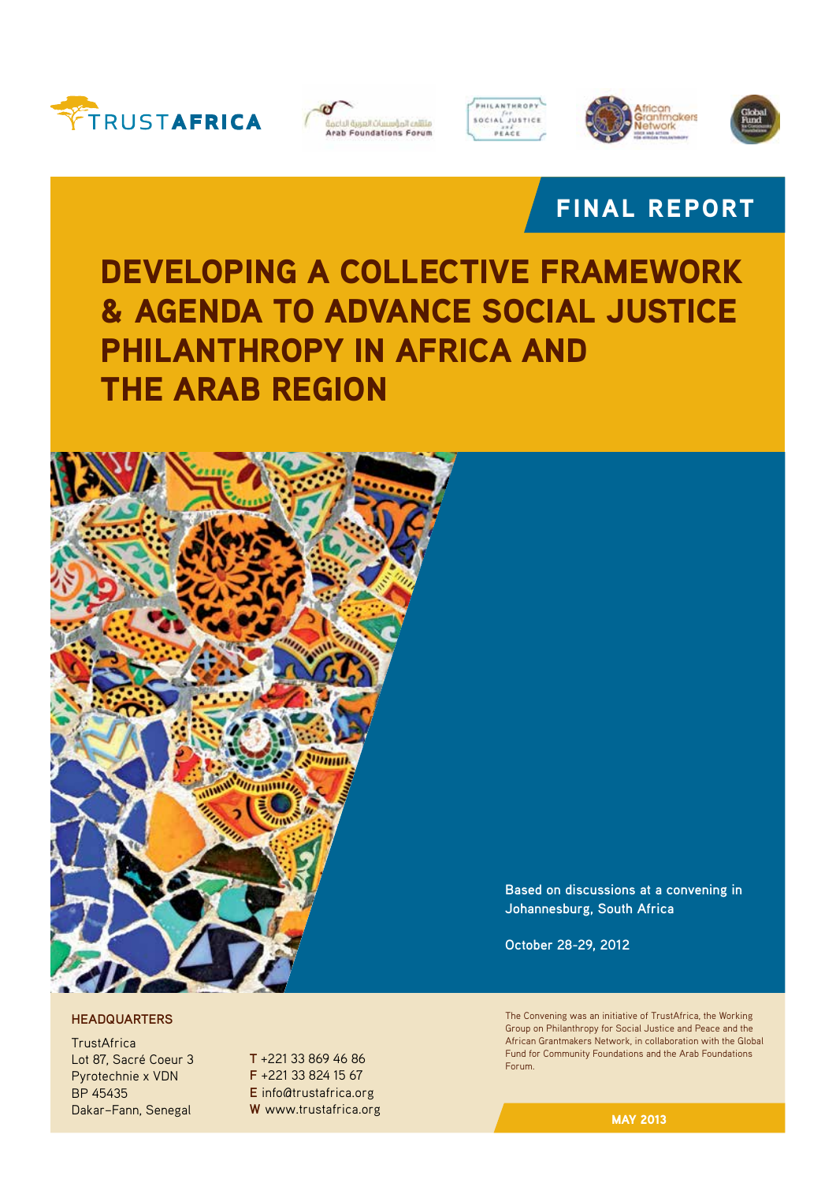**FINAL REPORT**

# DEVELOPING A COLLECTIVE FRAMEWORK & AGENDA TO ADVANCE SOCIAL JUSTICE PHILANTHROPY IN AFRICA AND THE ARAB REGION

**Based on discussions at a convening in Johannesburg, South Africa**

**October 28-29, 2012**

**HEADQUARTERS**

TrustAfrica
Lot 87, Sacré Coeur 3
Pyrotechnie x VDN
BP 45435
Dakar–Fann, Senegal

**T** +221 33 869 46 86
**F** +221 33 824 15 67
**E** info@trustafrica.org
**W** www.trustafrica.org

The Convening was an initiative of TrustAfrica, the Working Group on Philanthropy for Social Justice and Peace and the African Grantmakers Network, in collaboration with the Global Fund for Community Foundations and the Arab Foundations Forum.

**MAY 2013**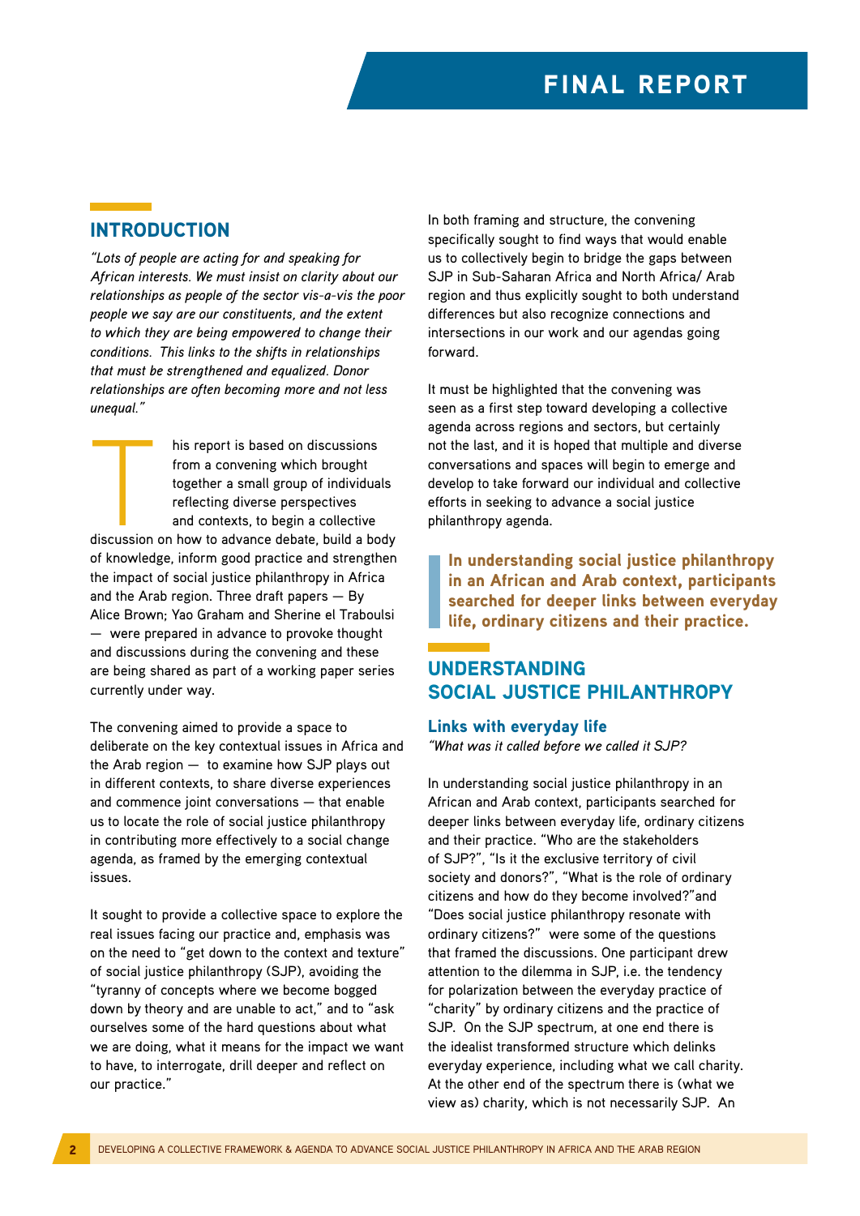## INTRODUCTION

*"Lots of people are acting for and speaking for African interests. We must insist on clarity about our relationships as people of the sector vis-a-vis the poor people we say are our constituents, and the extent to which they are being empowered to change their conditions. This links to the shifts in relationships that must be strengthened and equalized. Donor relationships are often becoming more and not less unequal."*

This report is based on discussions from a convening which brought together a small group of individuals reflecting diverse perspectives and contexts, to begin a collective discussion on how to advance debate, build a body of knowledge, inform good practice and strengthen the impact of social justice philanthropy in Africa and the Arab region. Three draft papers — By Alice Brown; Yao Graham and Sherine el Traboulsi — were prepared in advance to provoke thought and discussions during the convening and these are being shared as part of a working paper series currently under way.

The convening aimed to provide a space to deliberate on the key contextual issues in Africa and the Arab region — to examine how SJP plays out in different contexts, to share diverse experiences and commence joint conversations — that enable us to locate the role of social justice philanthropy in contributing more effectively to a social change agenda, as framed by the emerging contextual issues.

It sought to provide a collective space to explore the real issues facing our practice and, emphasis was on the need to "get down to the context and texture" of social justice philanthropy (SJP), avoiding the "tyranny of concepts where we become bogged down by theory and are unable to act," and to "ask ourselves some of the hard questions about what we are doing, what it means for the impact we want to have, to interrogate, drill deeper and reflect on our practice."

In both framing and structure, the convening specifically sought to find ways that would enable us to collectively begin to bridge the gaps between SJP in Sub-Saharan Africa and North Africa/ Arab region and thus explicitly sought to both understand differences but also recognize connections and intersections in our work and our agendas going forward.

It must be highlighted that the convening was seen as a first step toward developing a collective agenda across regions and sectors, but certainly not the last, and it is hoped that multiple and diverse conversations and spaces will begin to emerge and develop to take forward our individual and collective efforts in seeking to advance a social justice philanthropy agenda.

> **In understanding social justice philanthropy in an African and Arab context, participants searched for deeper links between everyday life, ordinary citizens and their practice.**

## UNDERSTANDING SOCIAL JUSTICE PHILANTHROPY

### Links with everyday life

*"What was it called before we called it SJP?*

In understanding social justice philanthropy in an African and Arab context, participants searched for deeper links between everyday life, ordinary citizens and their practice. "Who are the stakeholders of SJP?", "Is it the exclusive territory of civil society and donors?", "What is the role of ordinary citizens and how do they become involved?"and "Does social justice philanthropy resonate with ordinary citizens?" were some of the questions that framed the discussions. One participant drew attention to the dilemma in SJP, i.e. the tendency for polarization between the everyday practice of "charity" by ordinary citizens and the practice of SJP. On the SJP spectrum, at one end there is the idealist transformed structure which delinks everyday experience, including what we call charity. At the other end of the spectrum there is (what we view as) charity, which is not necessarily SJP. An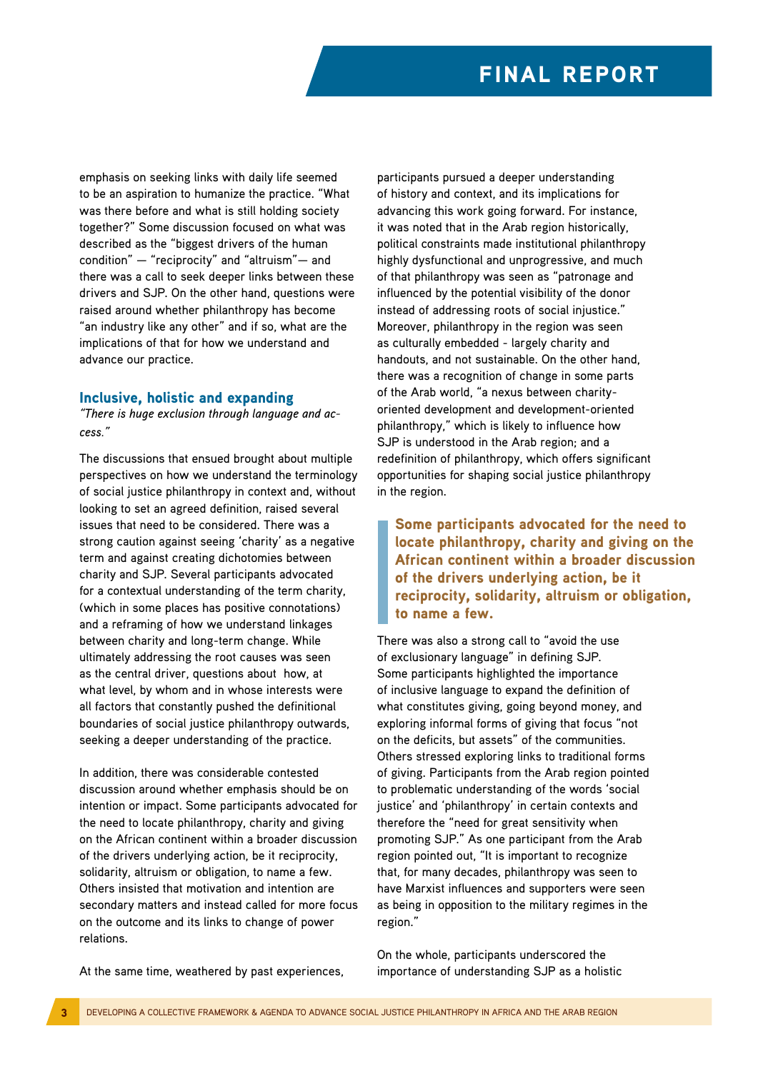emphasis on seeking links with daily life seemed to be an aspiration to humanize the practice. "What was there before and what is still holding society together?" Some discussion focused on what was described as the "biggest drivers of the human condition" — "reciprocity" and "altruism"— and there was a call to seek deeper links between these drivers and SJP. On the other hand, questions were raised around whether philanthropy has become "an industry like any other" and if so, what are the implications of that for how we understand and advance our practice.

### Inclusive, holistic and expanding

*"There is huge exclusion through language and access."*

The discussions that ensued brought about multiple perspectives on how we understand the terminology of social justice philanthropy in context and, without looking to set an agreed definition, raised several issues that need to be considered. There was a strong caution against seeing 'charity' as a negative term and against creating dichotomies between charity and SJP. Several participants advocated for a contextual understanding of the term charity, (which in some places has positive connotations) and a reframing of how we understand linkages between charity and long-term change. While ultimately addressing the root causes was seen as the central driver, questions about how, at what level, by whom and in whose interests were all factors that constantly pushed the definitional boundaries of social justice philanthropy outwards, seeking a deeper understanding of the practice.

In addition, there was considerable contested discussion around whether emphasis should be on intention or impact. Some participants advocated for the need to locate philanthropy, charity and giving on the African continent within a broader discussion of the drivers underlying action, be it reciprocity, solidarity, altruism or obligation, to name a few. Others insisted that motivation and intention are secondary matters and instead called for more focus on the outcome and its links to change of power relations.

At the same time, weathered by past experiences, participants pursued a deeper understanding of history and context, and its implications for advancing this work going forward. For instance, it was noted that in the Arab region historically, political constraints made institutional philanthropy highly dysfunctional and unprogressive, and much of that philanthropy was seen as "patronage and influenced by the potential visibility of the donor instead of addressing roots of social injustice." Moreover, philanthropy in the region was seen as culturally embedded - largely charity and handouts, and not sustainable. On the other hand, there was a recognition of change in some parts of the Arab world, "a nexus between charity-oriented development and development-oriented philanthropy," which is likely to influence how SJP is understood in the Arab region; and a redefinition of philanthropy, which offers significant opportunities for shaping social justice philanthropy in the region.

> **Some participants advocated for the need to locate philanthropy, charity and giving on the African continent within a broader discussion of the drivers underlying action, be it reciprocity, solidarity, altruism or obligation, to name a few.**

There was also a strong call to "avoid the use of exclusionary language" in defining SJP. Some participants highlighted the importance of inclusive language to expand the definition of what constitutes giving, going beyond money, and exploring informal forms of giving that focus "not on the deficits, but assets" of the communities. Others stressed exploring links to traditional forms of giving. Participants from the Arab region pointed to problematic understanding of the words 'social justice' and 'philanthropy' in certain contexts and therefore the "need for great sensitivity when promoting SJP." As one participant from the Arab region pointed out, "It is important to recognize that, for many decades, philanthropy was seen to have Marxist influences and supporters were seen as being in opposition to the military regimes in the region."

On the whole, participants underscored the importance of understanding SJP as a holistic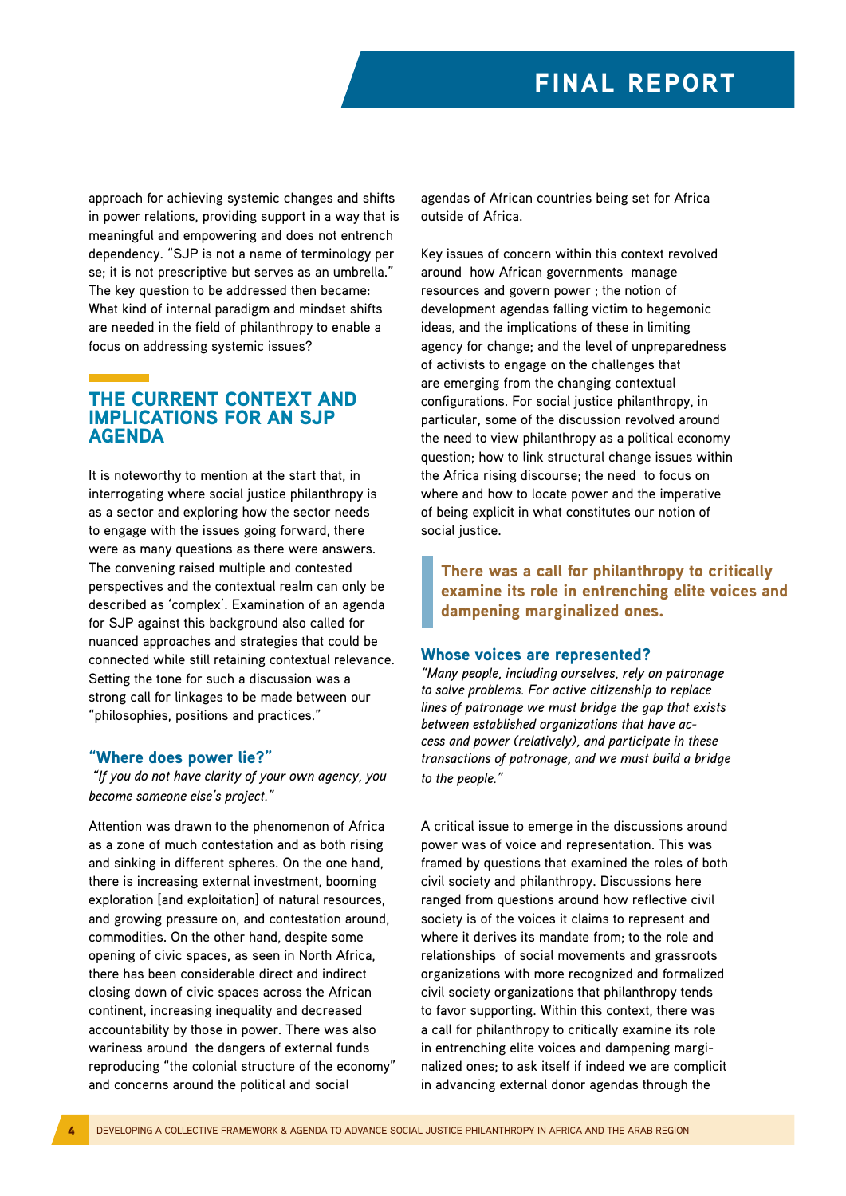approach for achieving systemic changes and shifts in power relations, providing support in a way that is meaningful and empowering and does not entrench dependency. "SJP is not a name of terminology per se; it is not prescriptive but serves as an umbrella." The key question to be addressed then became: What kind of internal paradigm and mindset shifts are needed in the field of philanthropy to enable a focus on addressing systemic issues?

## THE CURRENT CONTEXT AND IMPLICATIONS FOR AN SJP AGENDA

It is noteworthy to mention at the start that, in interrogating where social justice philanthropy is as a sector and exploring how the sector needs to engage with the issues going forward, there were as many questions as there were answers. The convening raised multiple and contested perspectives and the contextual realm can only be described as 'complex'. Examination of an agenda for SJP against this background also called for nuanced approaches and strategies that could be connected while still retaining contextual relevance. Setting the tone for such a discussion was a strong call for linkages to be made between our "philosophies, positions and practices."

### "Where does power lie?"

*"If you do not have clarity of your own agency, you become someone else's project."*

Attention was drawn to the phenomenon of Africa as a zone of much contestation and as both rising and sinking in different spheres. On the one hand, there is increasing external investment, booming exploration [and exploitation] of natural resources, and growing pressure on, and contestation around, commodities. On the other hand, despite some opening of civic spaces, as seen in North Africa, there has been considerable direct and indirect closing down of civic spaces across the African continent, increasing inequality and decreased accountability by those in power. There was also wariness around the dangers of external funds reproducing "the colonial structure of the economy" and concerns around the political and social agendas of African countries being set for Africa outside of Africa.

Key issues of concern within this context revolved around how African governments manage resources and govern power ; the notion of development agendas falling victim to hegemonic ideas, and the implications of these in limiting agency for change; and the level of unpreparedness of activists to engage on the challenges that are emerging from the changing contextual configurations. For social justice philanthropy, in particular, some of the discussion revolved around the need to view philanthropy as a political economy question; how to link structural change issues within the Africa rising discourse; the need to focus on where and how to locate power and the imperative of being explicit in what constitutes our notion of social justice.

> **There was a call for philanthropy to critically examine its role in entrenching elite voices and dampening marginalized ones.**

### Whose voices are represented?

*"Many people, including ourselves, rely on patronage to solve problems. For active citizenship to replace lines of patronage we must bridge the gap that exists between established organizations that have access and power (relatively), and participate in these transactions of patronage, and we must build a bridge to the people."*

A critical issue to emerge in the discussions around power was of voice and representation. This was framed by questions that examined the roles of both civil society and philanthropy. Discussions here ranged from questions around how reflective civil society is of the voices it claims to represent and where it derives its mandate from; to the role and relationships of social movements and grassroots organizations with more recognized and formalized civil society organizations that philanthropy tends to favor supporting. Within this context, there was a call for philanthropy to critically examine its role in entrenching elite voices and dampening marginalized ones; to ask itself if indeed we are complicit in advancing external donor agendas through the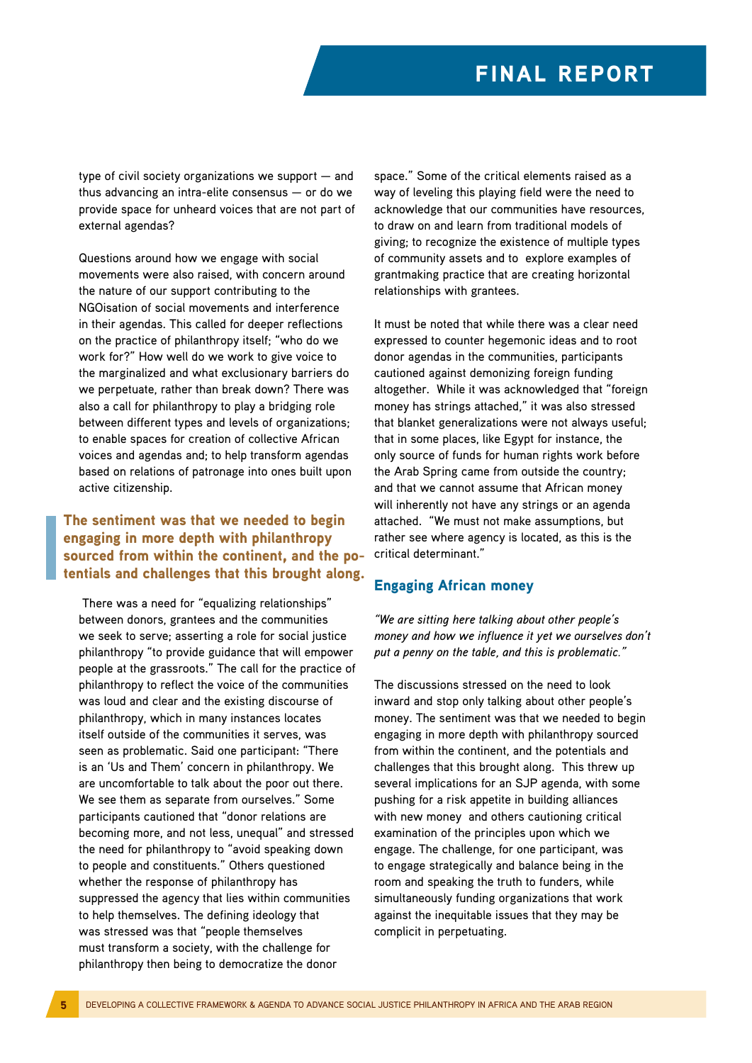type of civil society organizations we support — and thus advancing an intra-elite consensus — or do we provide space for unheard voices that are not part of external agendas?

Questions around how we engage with social movements were also raised, with concern around the nature of our support contributing to the NGOisation of social movements and interference in their agendas. This called for deeper reflections on the practice of philanthropy itself; "who do we work for?" How well do we work to give voice to the marginalized and what exclusionary barriers do we perpetuate, rather than break down? There was also a call for philanthropy to play a bridging role between different types and levels of organizations; to enable spaces for creation of collective African voices and agendas and; to help transform agendas based on relations of patronage into ones built upon active citizenship.

> **The sentiment was that we needed to begin engaging in more depth with philanthropy sourced from within the continent, and the potentials and challenges that this brought along.**

There was a need for "equalizing relationships" between donors, grantees and the communities we seek to serve; asserting a role for social justice philanthropy "to provide guidance that will empower people at the grassroots." The call for the practice of philanthropy to reflect the voice of the communities was loud and clear and the existing discourse of philanthropy, which in many instances locates itself outside of the communities it serves, was seen as problematic. Said one participant: "There is an 'Us and Them' concern in philanthropy. We are uncomfortable to talk about the poor out there. We see them as separate from ourselves." Some participants cautioned that "donor relations are becoming more, and not less, unequal" and stressed the need for philanthropy to "avoid speaking down to people and constituents." Others questioned whether the response of philanthropy has suppressed the agency that lies within communities to help themselves. The defining ideology that was stressed was that "people themselves must transform a society, with the challenge for philanthropy then being to democratize the donor space." Some of the critical elements raised as a way of leveling this playing field were the need to acknowledge that our communities have resources, to draw on and learn from traditional models of giving; to recognize the existence of multiple types of community assets and to explore examples of grantmaking practice that are creating horizontal relationships with grantees.

It must be noted that while there was a clear need expressed to counter hegemonic ideas and to root donor agendas in the communities, participants cautioned against demonizing foreign funding altogether. While it was acknowledged that "foreign money has strings attached," it was also stressed that blanket generalizations were not always useful; that in some places, like Egypt for instance, the only source of funds for human rights work before the Arab Spring came from outside the country; and that we cannot assume that African money will inherently not have any strings or an agenda attached. "We must not make assumptions, but rather see where agency is located, as this is the critical determinant."

## Engaging African money

*"We are sitting here talking about other people's money and how we influence it yet we ourselves don't put a penny on the table, and this is problematic."*

The discussions stressed on the need to look inward and stop only talking about other people's money. The sentiment was that we needed to begin engaging in more depth with philanthropy sourced from within the continent, and the potentials and challenges that this brought along. This threw up several implications for an SJP agenda, with some pushing for a risk appetite in building alliances with new money and others cautioning critical examination of the principles upon which we engage. The challenge, for one participant, was to engage strategically and balance being in the room and speaking the truth to funders, while simultaneously funding organizations that work against the inequitable issues that they may be complicit in perpetuating.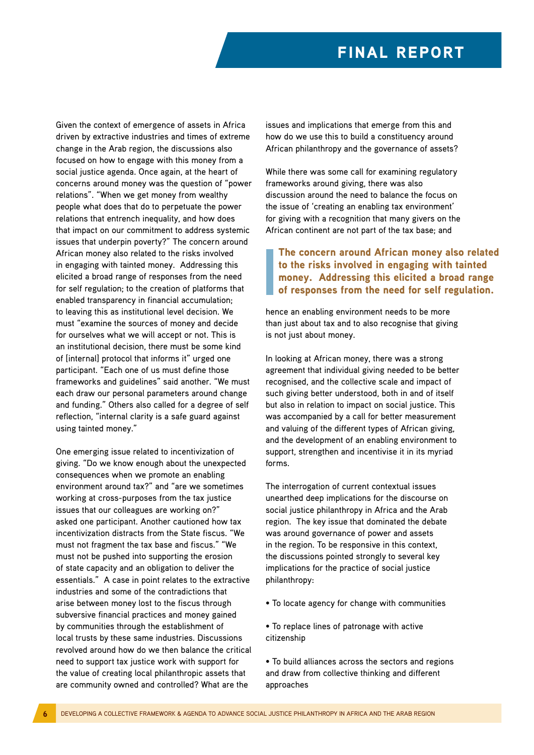Given the context of emergence of assets in Africa driven by extractive industries and times of extreme change in the Arab region, the discussions also focused on how to engage with this money from a social justice agenda. Once again, at the heart of concerns around money was the question of "power relations". "When we get money from wealthy people what does that do to perpetuate the power relations that entrench inequality, and how does that impact on our commitment to address systemic issues that underpin poverty?" The concern around African money also related to the risks involved in engaging with tainted money. Addressing this elicited a broad range of responses from the need for self regulation; to the creation of platforms that enabled transparency in financial accumulation; to leaving this as institutional level decision. We must "examine the sources of money and decide for ourselves what we will accept or not. This is an institutional decision, there must be some kind of [internal] protocol that informs it" urged one participant. "Each one of us must define those frameworks and guidelines" said another. "We must each draw our personal parameters around change and funding." Others also called for a degree of self reflection, "internal clarity is a safe guard against using tainted money."

One emerging issue related to incentivization of giving. "Do we know enough about the unexpected consequences when we promote an enabling environment around tax?" and "are we sometimes working at cross-purposes from the tax justice issues that our colleagues are working on?" asked one participant. Another cautioned how tax incentivization distracts from the State fiscus. "We must not fragment the tax base and fiscus." "We must not be pushed into supporting the erosion of state capacity and an obligation to deliver the essentials." A case in point relates to the extractive industries and some of the contradictions that arise between money lost to the fiscus through subversive financial practices and money gained by communities through the establishment of local trusts by these same industries. Discussions revolved around how do we then balance the critical need to support tax justice work with support for the value of creating local philanthropic assets that are community owned and controlled? What are the issues and implications that emerge from this and how do we use this to build a constituency around African philanthropy and the governance of assets?

While there was some call for examining regulatory frameworks around giving, there was also discussion around the need to balance the focus on the issue of 'creating an enabling tax environment' for giving with a recognition that many givers on the African continent are not part of the tax base; and hence an enabling environment needs to be more than just about tax and to also recognise that giving is not just about money.

> **The concern around African money also related to the risks involved in engaging with tainted money. Addressing this elicited a broad range of responses from the need for self regulation.**

In looking at African money, there was a strong agreement that individual giving needed to be better recognised, and the collective scale and impact of such giving better understood, both in and of itself but also in relation to impact on social justice. This was accompanied by a call for better measurement and valuing of the different types of African giving, and the development of an enabling environment to support, strengthen and incentivise it in its myriad forms.

The interrogation of current contextual issues unearthed deep implications for the discourse on social justice philanthropy in Africa and the Arab region. The key issue that dominated the debate was around governance of power and assets in the region. To be responsive in this context, the discussions pointed strongly to several key implications for the practice of social justice philanthropy:

- To locate agency for change with communities
- To replace lines of patronage with active citizenship
- To build alliances across the sectors and regions and draw from collective thinking and different approaches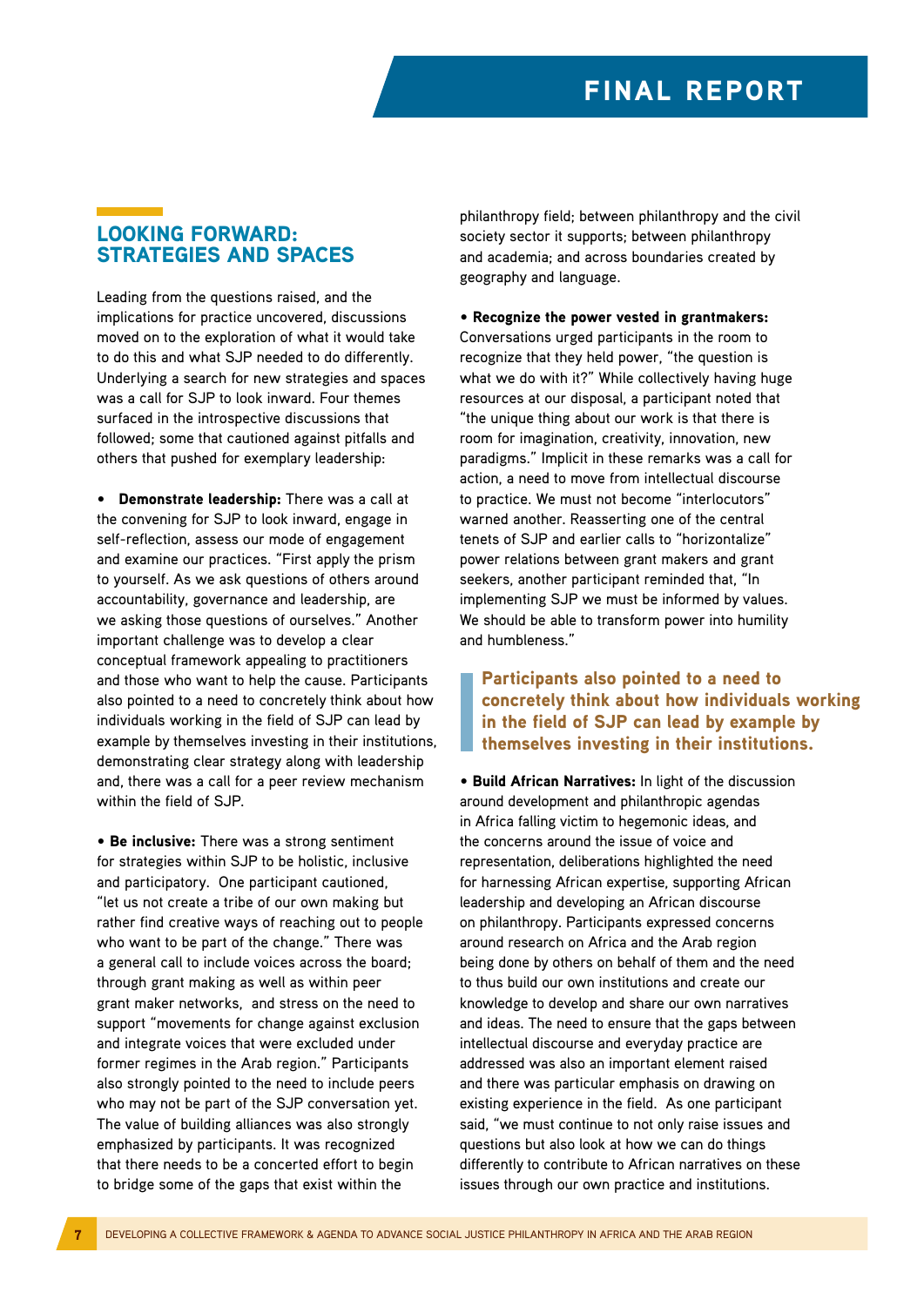## LOOKING FORWARD: STRATEGIES AND SPACES

Leading from the questions raised, and the implications for practice uncovered, discussions moved on to the exploration of what it would take to do this and what SJP needed to do differently. Underlying a search for new strategies and spaces was a call for SJP to look inward. Four themes surfaced in the introspective discussions that followed; some that cautioned against pitfalls and others that pushed for exemplary leadership:

- **Demonstrate leadership:** There was a call at the convening for SJP to look inward, engage in self-reflection, assess our mode of engagement and examine our practices. "First apply the prism to yourself. As we ask questions of others around accountability, governance and leadership, are we asking those questions of ourselves." Another important challenge was to develop a clear conceptual framework appealing to practitioners and those who want to help the cause. Participants also pointed to a need to concretely think about how individuals working in the field of SJP can lead by example by themselves investing in their institutions, demonstrating clear strategy along with leadership and, there was a call for a peer review mechanism within the field of SJP.

- **Be inclusive:** There was a strong sentiment for strategies within SJP to be holistic, inclusive and participatory. One participant cautioned, "let us not create a tribe of our own making but rather find creative ways of reaching out to people who want to be part of the change." There was a general call to include voices across the board; through grant making as well as within peer grant maker networks, and stress on the need to support "movements for change against exclusion and integrate voices that were excluded under former regimes in the Arab region." Participants also strongly pointed to the need to include peers who may not be part of the SJP conversation yet. The value of building alliances was also strongly emphasized by participants. It was recognized that there needs to be a concerted effort to begin to bridge some of the gaps that exist within the philanthropy field; between philanthropy and the civil society sector it supports; between philanthropy and academia; and across boundaries created by geography and language.

- **Recognize the power vested in grantmakers:** Conversations urged participants in the room to recognize that they held power, "the question is what we do with it?" While collectively having huge resources at our disposal, a participant noted that "the unique thing about our work is that there is room for imagination, creativity, innovation, new paradigms." Implicit in these remarks was a call for action, a need to move from intellectual discourse to practice. We must not become "interlocutors" warned another. Reasserting one of the central tenets of SJP and earlier calls to "horizontalize" power relations between grant makers and grant seekers, another participant reminded that, "In implementing SJP we must be informed by values. We should be able to transform power into humility and humbleness."

> **Participants also pointed to a need to concretely think about how individuals working in the field of SJP can lead by example by themselves investing in their institutions.**

- **Build African Narratives:** In light of the discussion around development and philanthropic agendas in Africa falling victim to hegemonic ideas, and the concerns around the issue of voice and representation, deliberations highlighted the need for harnessing African expertise, supporting African leadership and developing an African discourse on philanthropy. Participants expressed concerns around research on Africa and the Arab region being done by others on behalf of them and the need to thus build our own institutions and create our knowledge to develop and share our own narratives and ideas. The need to ensure that the gaps between intellectual discourse and everyday practice are addressed was also an important element raised and there was particular emphasis on drawing on existing experience in the field. As one participant said, "we must continue to not only raise issues and questions but also look at how we can do things differently to contribute to African narratives on these issues through our own practice and institutions.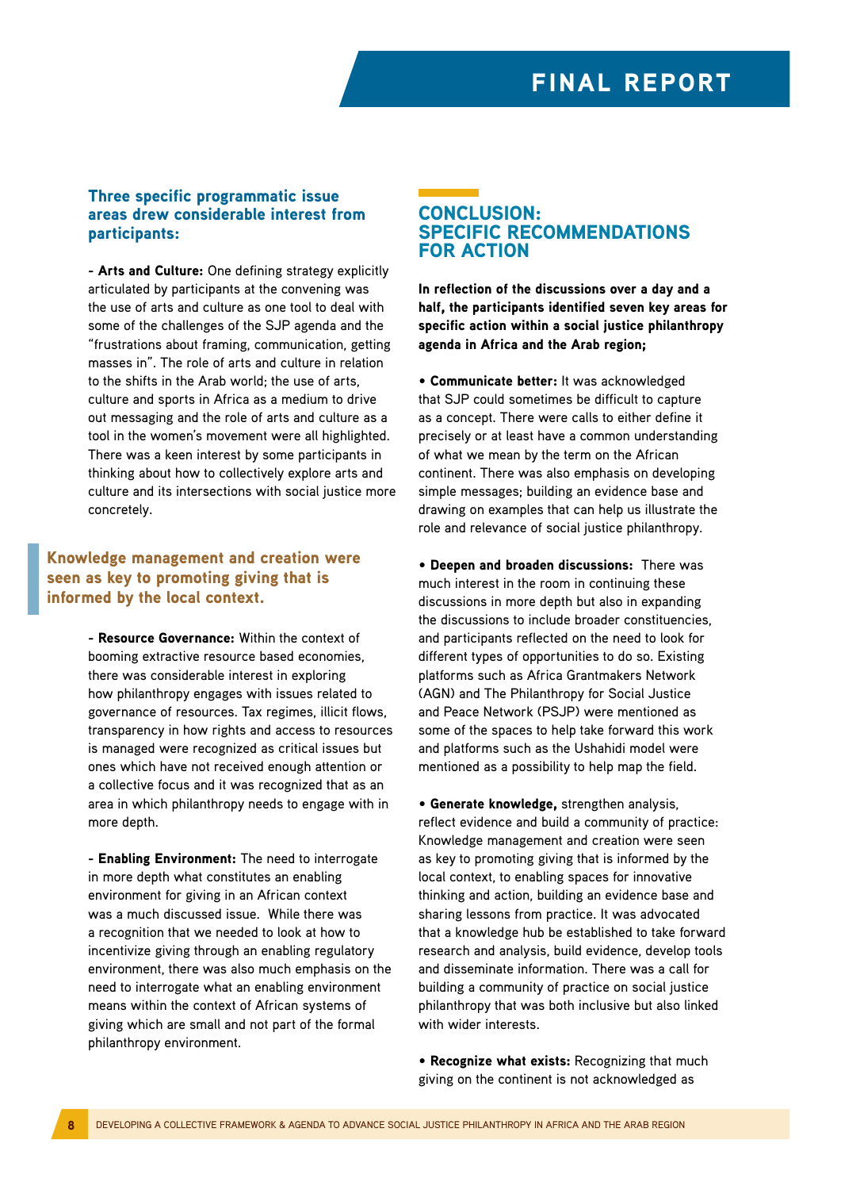**Three specific programmatic issue areas drew considerable interest from participants:**

- **Arts and Culture:** One defining strategy explicitly articulated by participants at the convening was the use of arts and culture as one tool to deal with some of the challenges of the SJP agenda and the "frustrations about framing, communication, getting masses in". The role of arts and culture in relation to the shifts in the Arab world; the use of arts, culture and sports in Africa as a medium to drive out messaging and the role of arts and culture as a tool in the women's movement were all highlighted. There was a keen interest by some participants in thinking about how to collectively explore arts and culture and its intersections with social justice more concretely.

> **Knowledge management and creation were seen as key to promoting giving that is informed by the local context.**

- **Resource Governance:** Within the context of booming extractive resource based economies, there was considerable interest in exploring how philanthropy engages with issues related to governance of resources. Tax regimes, illicit flows, transparency in how rights and access to resources is managed were recognized as critical issues but ones which have not received enough attention or a collective focus and it was recognized that as an area in which philanthropy needs to engage with in more depth.

- **Enabling Environment:** The need to interrogate in more depth what constitutes an enabling environment for giving in an African context was a much discussed issue. While there was a recognition that we needed to look at how to incentivize giving through an enabling regulatory environment, there was also much emphasis on the need to interrogate what an enabling environment means within the context of African systems of giving which are small and not part of the formal philanthropy environment.

## CONCLUSION: SPECIFIC RECOMMENDATIONS FOR ACTION

**In reflection of the discussions over a day and a half, the participants identified seven key areas for specific action within a social justice philanthropy agenda in Africa and the Arab region;**

- **Communicate better:** It was acknowledged that SJP could sometimes be difficult to capture as a concept. There were calls to either define it precisely or at least have a common understanding of what we mean by the term on the African continent. There was also emphasis on developing simple messages; building an evidence base and drawing on examples that can help us illustrate the role and relevance of social justice philanthropy.

- **Deepen and broaden discussions:** There was much interest in the room in continuing these discussions in more depth but also in expanding the discussions to include broader constituencies, and participants reflected on the need to look for different types of opportunities to do so. Existing platforms such as Africa Grantmakers Network (AGN) and The Philanthropy for Social Justice and Peace Network (PSJP) were mentioned as some of the spaces to help take forward this work and platforms such as the Ushahidi model were mentioned as a possibility to help map the field.

- **Generate knowledge,** strengthen analysis, reflect evidence and build a community of practice: Knowledge management and creation were seen as key to promoting giving that is informed by the local context, to enabling spaces for innovative thinking and action, building an evidence base and sharing lessons from practice. It was advocated that a knowledge hub be established to take forward research and analysis, build evidence, develop tools and disseminate information. There was a call for building a community of practice on social justice philanthropy that was both inclusive but also linked with wider interests.

- **Recognize what exists:** Recognizing that much giving on the continent is not acknowledged as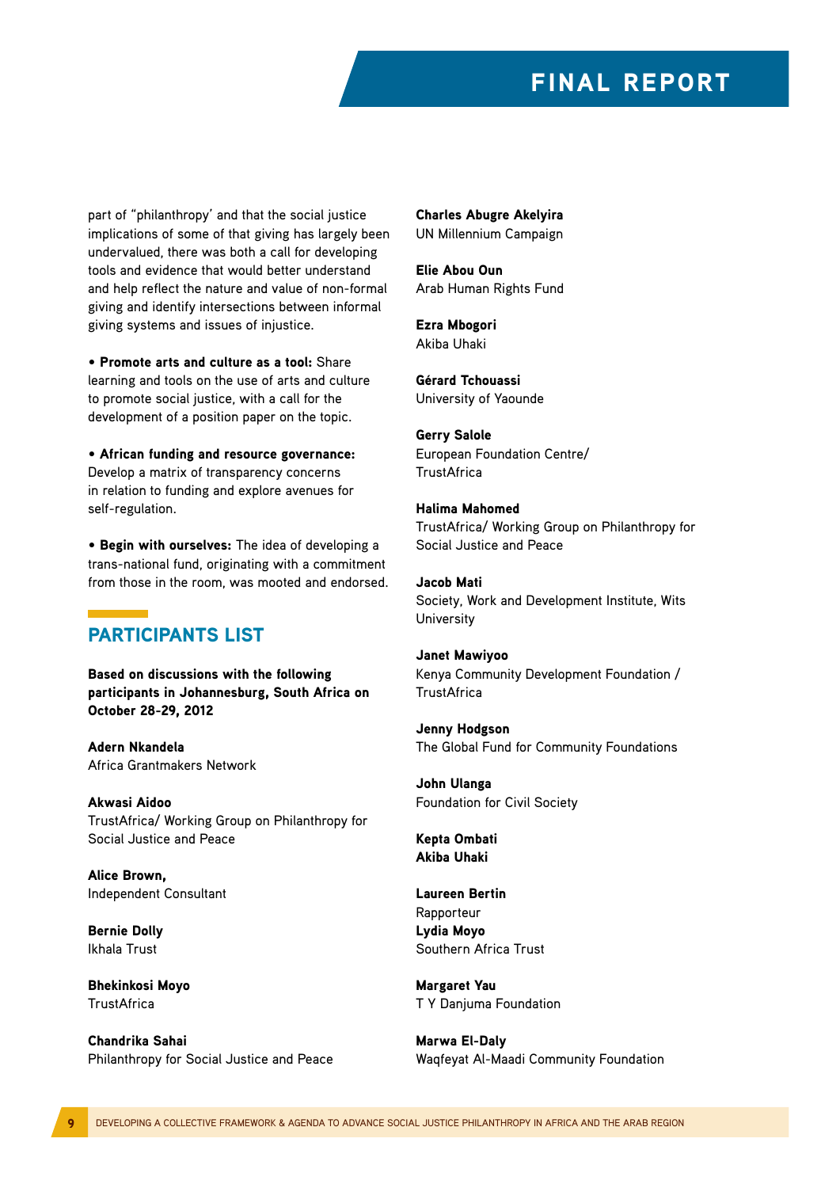part of "philanthropy' and that the social justice implications of some of that giving has largely been undervalued, there was both a call for developing tools and evidence that would better understand and help reflect the nature and value of non-formal giving and identify intersections between informal giving systems and issues of injustice.

- **Promote arts and culture as a tool:** Share learning and tools on the use of arts and culture to promote social justice, with a call for the development of a position paper on the topic.

- **African funding and resource governance:** Develop a matrix of transparency concerns in relation to funding and explore avenues for self-regulation.

- **Begin with ourselves:** The idea of developing a trans-national fund, originating with a commitment from those in the room, was mooted and endorsed.

## PARTICIPANTS LIST

**Based on discussions with the following participants in Johannesburg, South Africa on October 28-29, 2012**

**Adern Nkandela**
Africa Grantmakers Network

**Akwasi Aidoo**
TrustAfrica/ Working Group on Philanthropy for Social Justice and Peace

**Alice Brown,**
Independent Consultant

**Bernie Dolly**
Ikhala Trust

**Bhekinkosi Moyo**
TrustAfrica

**Chandrika Sahai**
Philanthropy for Social Justice and Peace

**Charles Abugre Akelyira**
UN Millennium Campaign

**Elie Abou Oun**
Arab Human Rights Fund

**Ezra Mbogori**
Akiba Uhaki

**Gérard Tchouassi**
University of Yaounde

**Gerry Salole**
European Foundation Centre/ TrustAfrica

**Halima Mahomed**
TrustAfrica/ Working Group on Philanthropy for Social Justice and Peace

**Jacob Mati**
Society, Work and Development Institute, Wits University

**Janet Mawiyoo**
Kenya Community Development Foundation / TrustAfrica

**Jenny Hodgson**
The Global Fund for Community Foundations

**John Ulanga**
Foundation for Civil Society

**Kepta Ombati**
**Akiba Uhaki**

**Laureen Bertin**
Rapporteur

**Lydia Moyo**
Southern Africa Trust

**Margaret Yau**
T Y Danjuma Foundation

**Marwa El-Daly**
Waqfeyat Al-Maadi Community Foundation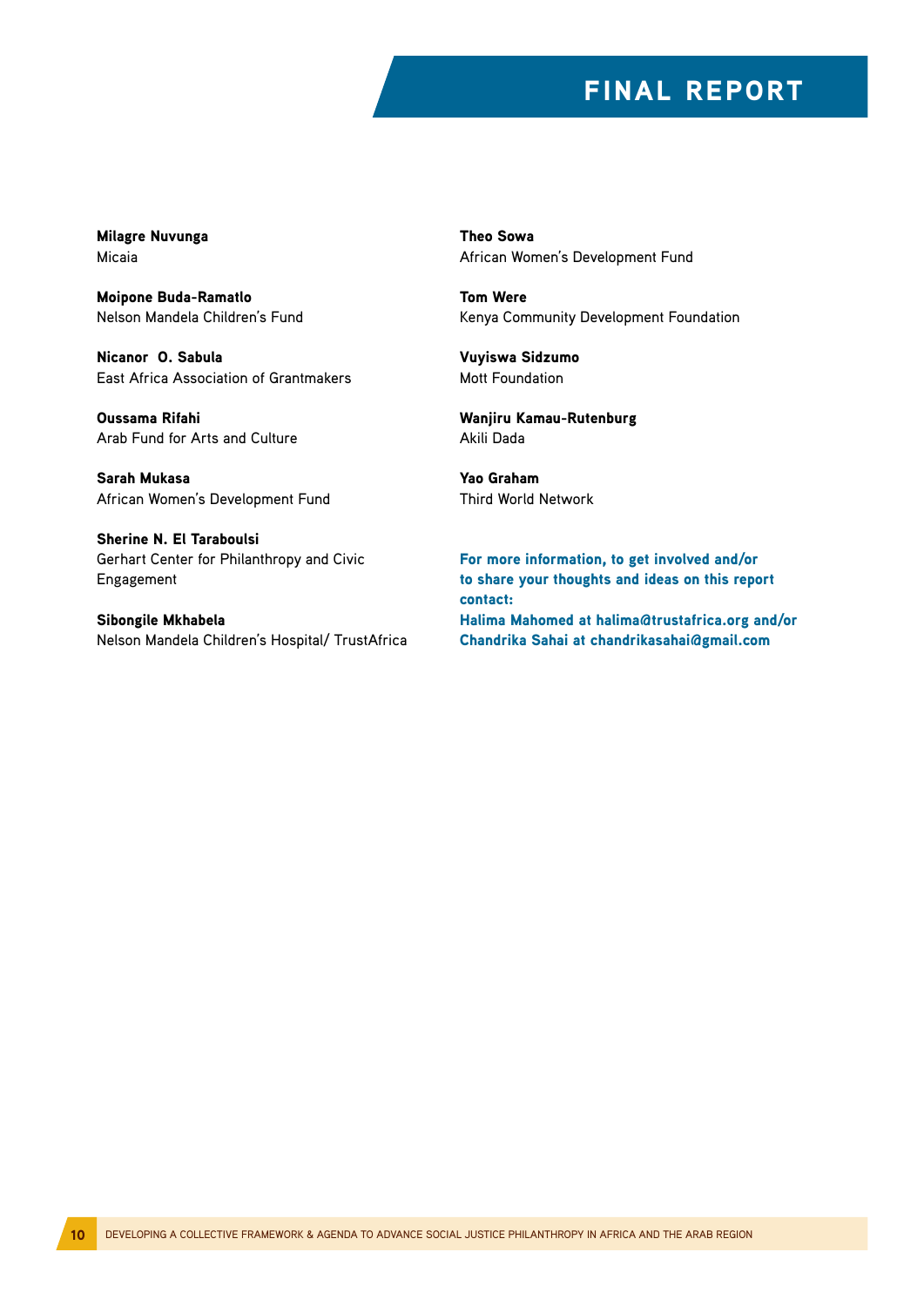**Milagre Nuvunga**
Micaia

**Moipone Buda-Ramatlo**
Nelson Mandela Children's Fund

**Nicanor O. Sabula**
East Africa Association of Grantmakers

**Oussama Rifahi**
Arab Fund for Arts and Culture

**Sarah Mukasa**
African Women's Development Fund

**Sherine N. El Taraboulsi**
Gerhart Center for Philanthropy and Civic Engagement

**Sibongile Mkhabela**
Nelson Mandela Children's Hospital/ TrustAfrica

**Theo Sowa**
African Women's Development Fund

**Tom Were**
Kenya Community Development Foundation

**Vuyiswa Sidzumo**
Mott Foundation

**Wanjiru Kamau-Rutenburg**
Akili Dada

**Yao Graham**
Third World Network

**For more information, to get involved and/or to share your thoughts and ideas on this report contact:**
**Halima Mahomed at halima@trustafrica.org and/or Chandrika Sahai at chandrikasahai@gmail.com**